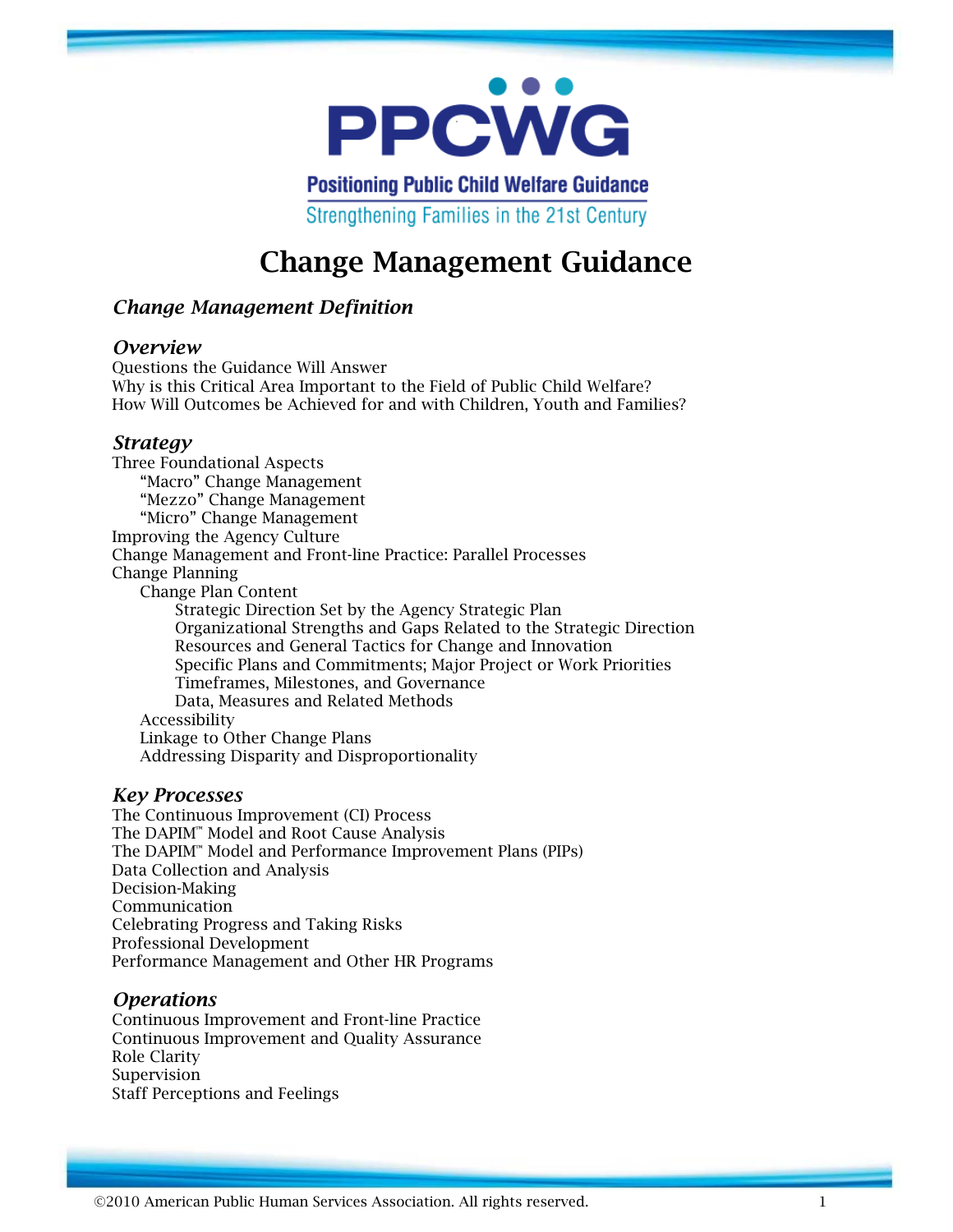PPCWG

Positioning Public Child Welfare Guidance

Strengthening Families in the 21st Century

# Change Management Guidance

## *Change Management Definition*

## *Overview*

Questions the Guidance Will Answer
Why is this Critical Area Important to the Field of Public Child Welfare?
How Will Outcomes be Achieved for and with Children, Youth and Families?

## *Strategy*

Three Foundational Aspects
- "Macro" Change Management
- "Mezzo" Change Management
- "Micro" Change Management

Improving the Agency Culture
Change Management and Front-line Practice: Parallel Processes
Change Planning
- Change Plan Content
  - Strategic Direction Set by the Agency Strategic Plan
  - Organizational Strengths and Gaps Related to the Strategic Direction
  - Resources and General Tactics for Change and Innovation
  - Specific Plans and Commitments; Major Project or Work Priorities
  - Timeframes, Milestones, and Governance
  - Data, Measures and Related Methods
- Accessibility
- Linkage to Other Change Plans
- Addressing Disparity and Disproportionality

## *Key Processes*

The Continuous Improvement (CI) Process
The DAPIM™ Model and Root Cause Analysis
The DAPIM™ Model and Performance Improvement Plans (PIPs)
Data Collection and Analysis
Decision-Making
Communication
Celebrating Progress and Taking Risks
Professional Development
Performance Management and Other HR Programs

## *Operations*

Continuous Improvement and Front-line Practice
Continuous Improvement and Quality Assurance
Role Clarity
Supervision
Staff Perceptions and Feelings

©2010 American Public Human Services Association. All rights reserved.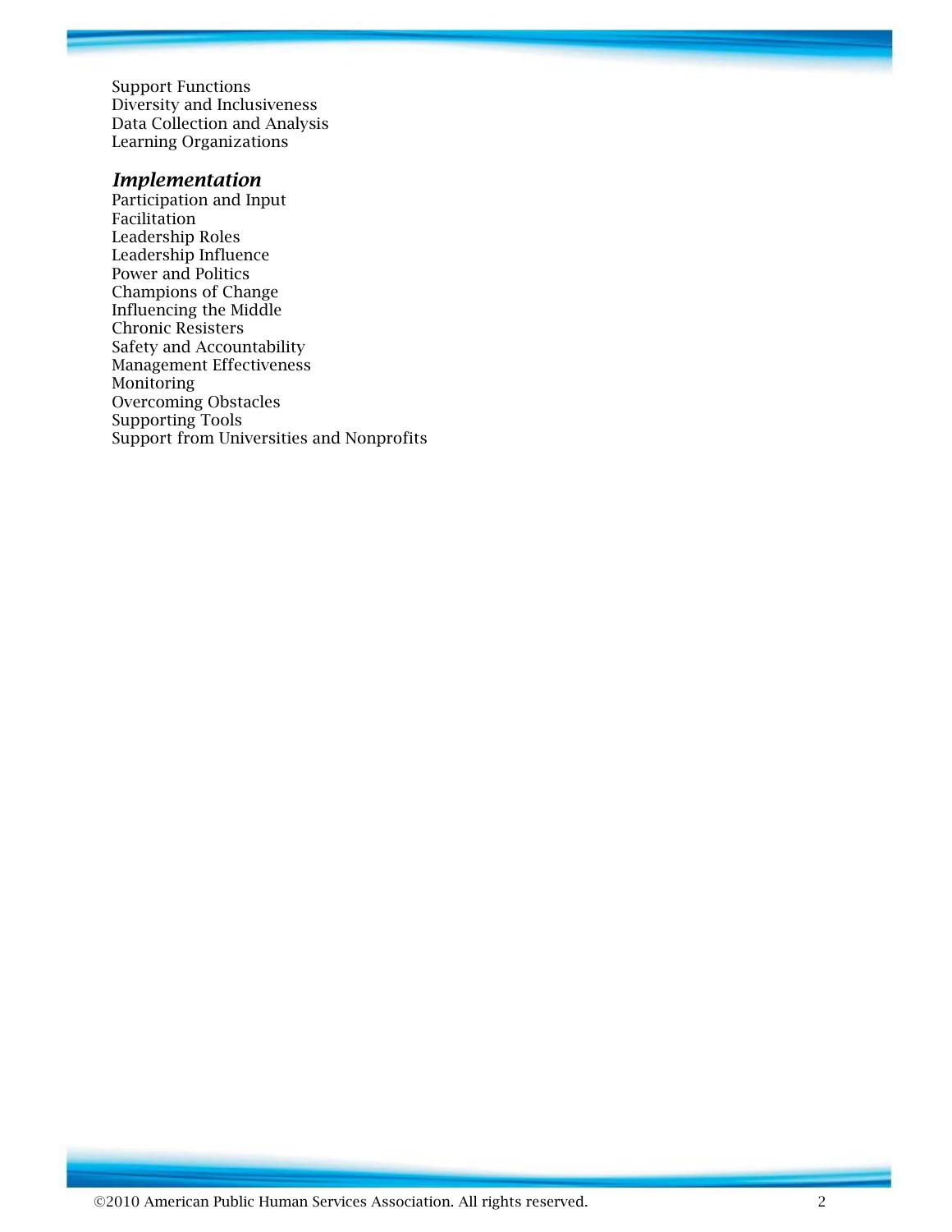Support Functions
Diversity and Inclusiveness
Data Collection and Analysis
Learning Organizations

### *Implementation*

Participation and Input
Facilitation
Leadership Roles
Leadership Influence
Power and Politics
Champions of Change
Influencing the Middle
Chronic Resisters
Safety and Accountability
Management Effectiveness
Monitoring
Overcoming Obstacles
Supporting Tools
Support from Universities and Nonprofits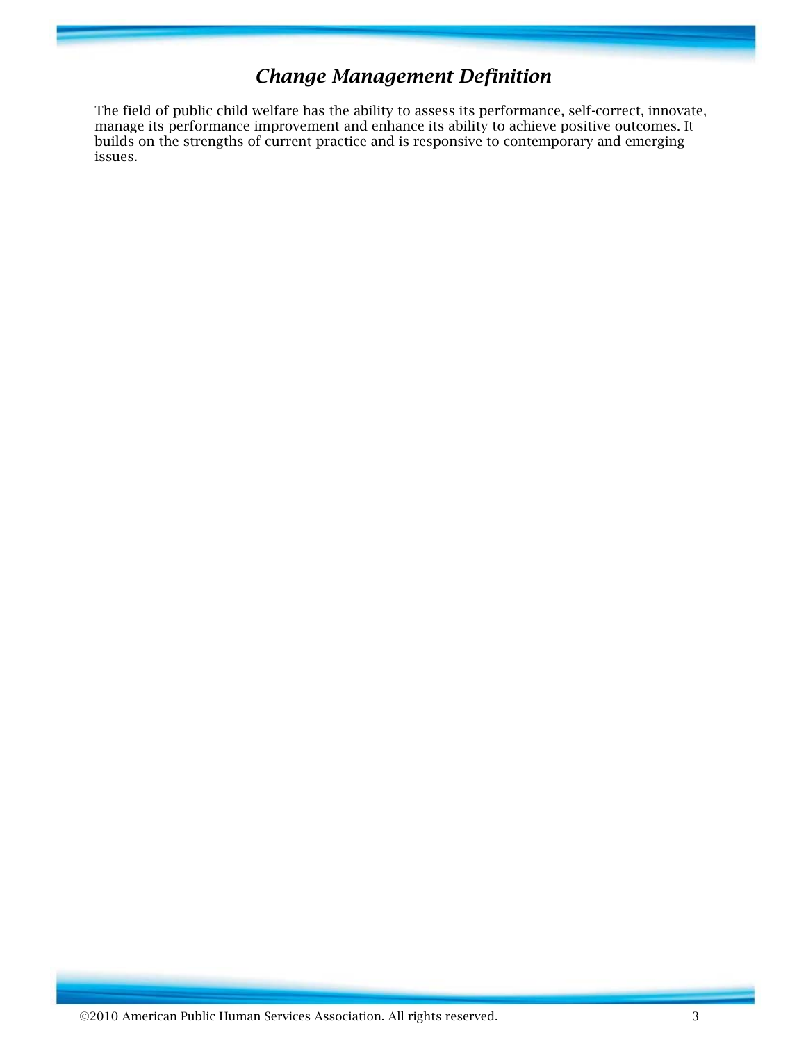## *Change Management Definition*

The field of public child welfare has the ability to assess its performance, self-correct, innovate, manage its performance improvement and enhance its ability to achieve positive outcomes. It builds on the strengths of current practice and is responsive to contemporary and emerging issues.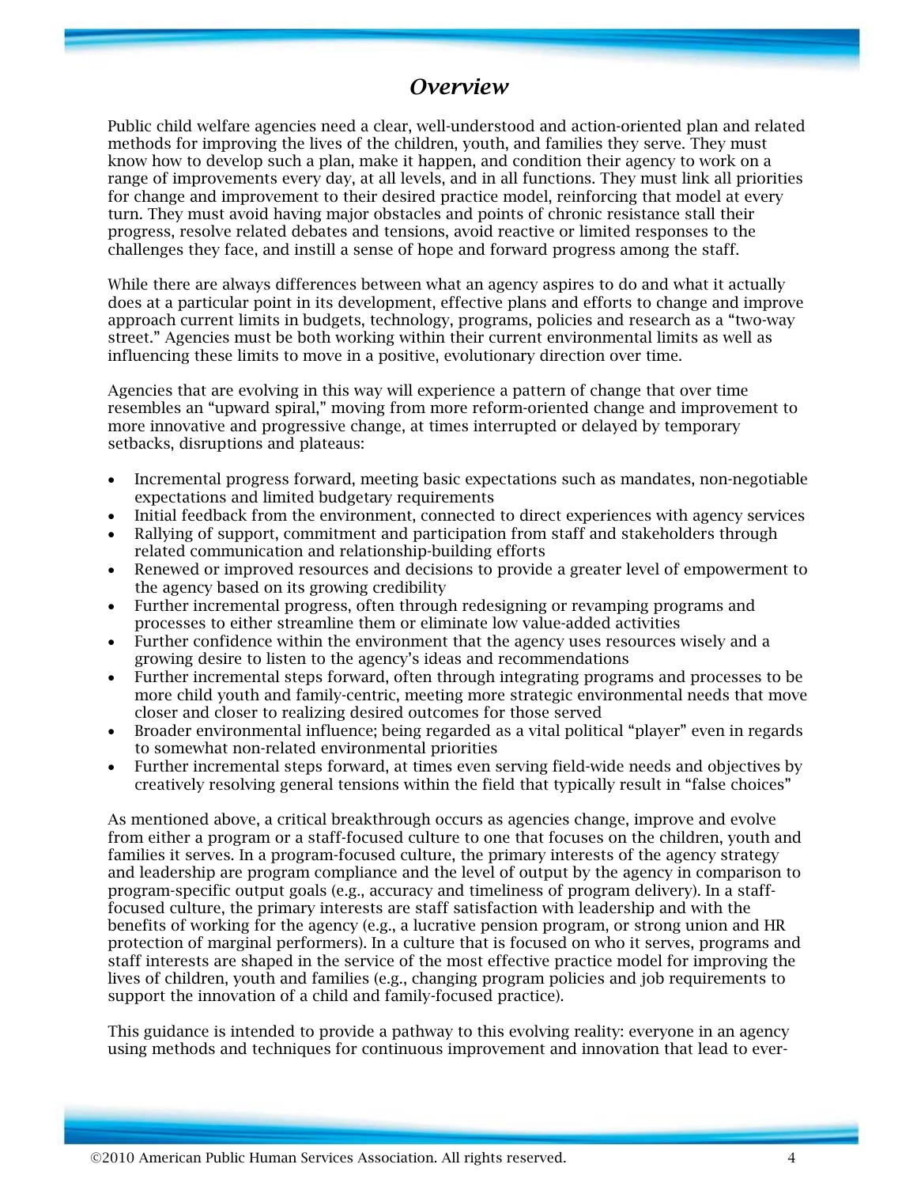## *Overview*

Public child welfare agencies need a clear, well-understood and action-oriented plan and related methods for improving the lives of the children, youth, and families they serve. They must know how to develop such a plan, make it happen, and condition their agency to work on a range of improvements every day, at all levels, and in all functions. They must link all priorities for change and improvement to their desired practice model, reinforcing that model at every turn. They must avoid having major obstacles and points of chronic resistance stall their progress, resolve related debates and tensions, avoid reactive or limited responses to the challenges they face, and instill a sense of hope and forward progress among the staff.

While there are always differences between what an agency aspires to do and what it actually does at a particular point in its development, effective plans and efforts to change and improve approach current limits in budgets, technology, programs, policies and research as a "two-way street." Agencies must be both working within their current environmental limits as well as influencing these limits to move in a positive, evolutionary direction over time.

Agencies that are evolving in this way will experience a pattern of change that over time resembles an "upward spiral," moving from more reform-oriented change and improvement to more innovative and progressive change, at times interrupted or delayed by temporary setbacks, disruptions and plateaus:

- Incremental progress forward, meeting basic expectations such as mandates, non-negotiable expectations and limited budgetary requirements
- Initial feedback from the environment, connected to direct experiences with agency services
- Rallying of support, commitment and participation from staff and stakeholders through related communication and relationship-building efforts
- Renewed or improved resources and decisions to provide a greater level of empowerment to the agency based on its growing credibility
- Further incremental progress, often through redesigning or revamping programs and processes to either streamline them or eliminate low value-added activities
- Further confidence within the environment that the agency uses resources wisely and a growing desire to listen to the agency's ideas and recommendations
- Further incremental steps forward, often through integrating programs and processes to be more child youth and family-centric, meeting more strategic environmental needs that move closer and closer to realizing desired outcomes for those served
- Broader environmental influence; being regarded as a vital political "player" even in regards to somewhat non-related environmental priorities
- Further incremental steps forward, at times even serving field-wide needs and objectives by creatively resolving general tensions within the field that typically result in "false choices"

As mentioned above, a critical breakthrough occurs as agencies change, improve and evolve from either a program or a staff-focused culture to one that focuses on the children, youth and families it serves. In a program-focused culture, the primary interests of the agency strategy and leadership are program compliance and the level of output by the agency in comparison to program-specific output goals (e.g., accuracy and timeliness of program delivery). In a staff-focused culture, the primary interests are staff satisfaction with leadership and with the benefits of working for the agency (e.g., a lucrative pension program, or strong union and HR protection of marginal performers). In a culture that is focused on who it serves, programs and staff interests are shaped in the service of the most effective practice model for improving the lives of children, youth and families (e.g., changing program policies and job requirements to support the innovation of a child and family-focused practice).

This guidance is intended to provide a pathway to this evolving reality: everyone in an agency using methods and techniques for continuous improvement and innovation that lead to ever-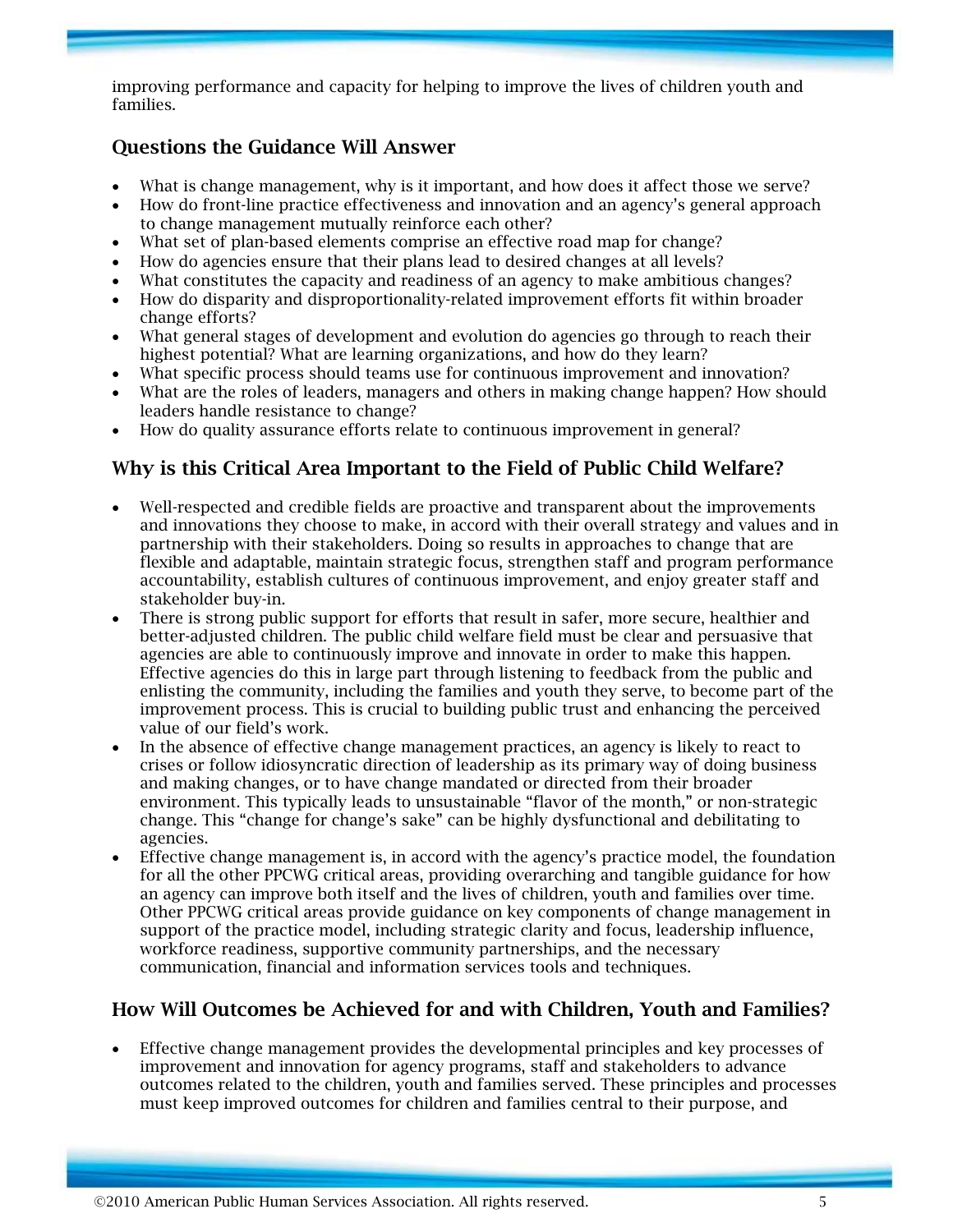improving performance and capacity for helping to improve the lives of children youth and families.

## Questions the Guidance Will Answer

- What is change management, why is it important, and how does it affect those we serve?
- How do front-line practice effectiveness and innovation and an agency's general approach to change management mutually reinforce each other?
- What set of plan-based elements comprise an effective road map for change?
- How do agencies ensure that their plans lead to desired changes at all levels?
- What constitutes the capacity and readiness of an agency to make ambitious changes?
- How do disparity and disproportionality-related improvement efforts fit within broader change efforts?
- What general stages of development and evolution do agencies go through to reach their highest potential? What are learning organizations, and how do they learn?
- What specific process should teams use for continuous improvement and innovation?
- What are the roles of leaders, managers and others in making change happen? How should leaders handle resistance to change?
- How do quality assurance efforts relate to continuous improvement in general?

## Why is this Critical Area Important to the Field of Public Child Welfare?

- Well-respected and credible fields are proactive and transparent about the improvements and innovations they choose to make, in accord with their overall strategy and values and in partnership with their stakeholders. Doing so results in approaches to change that are flexible and adaptable, maintain strategic focus, strengthen staff and program performance accountability, establish cultures of continuous improvement, and enjoy greater staff and stakeholder buy-in.
- There is strong public support for efforts that result in safer, more secure, healthier and better-adjusted children. The public child welfare field must be clear and persuasive that agencies are able to continuously improve and innovate in order to make this happen. Effective agencies do this in large part through listening to feedback from the public and enlisting the community, including the families and youth they serve, to become part of the improvement process. This is crucial to building public trust and enhancing the perceived value of our field's work.
- In the absence of effective change management practices, an agency is likely to react to crises or follow idiosyncratic direction of leadership as its primary way of doing business and making changes, or to have change mandated or directed from their broader environment. This typically leads to unsustainable "flavor of the month," or non-strategic change. This "change for change's sake" can be highly dysfunctional and debilitating to agencies.
- Effective change management is, in accord with the agency's practice model, the foundation for all the other PPCWG critical areas, providing overarching and tangible guidance for how an agency can improve both itself and the lives of children, youth and families over time. Other PPCWG critical areas provide guidance on key components of change management in support of the practice model, including strategic clarity and focus, leadership influence, workforce readiness, supportive community partnerships, and the necessary communication, financial and information services tools and techniques.

## How Will Outcomes be Achieved for and with Children, Youth and Families?

- Effective change management provides the developmental principles and key processes of improvement and innovation for agency programs, staff and stakeholders to advance outcomes related to the children, youth and families served. These principles and processes must keep improved outcomes for children and families central to their purpose, and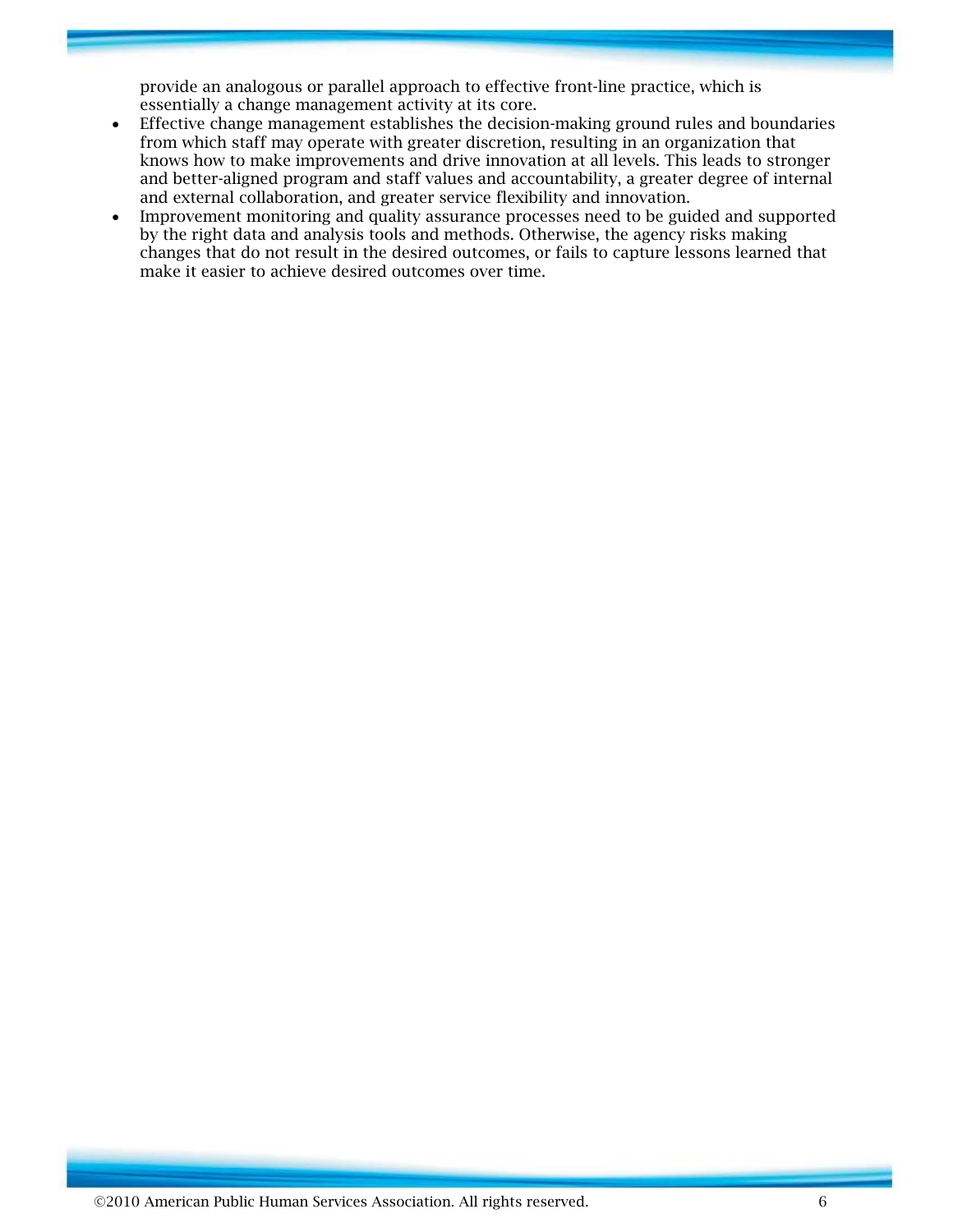provide an analogous or parallel approach to effective front-line practice, which is essentially a change management activity at its core.

- Effective change management establishes the decision-making ground rules and boundaries from which staff may operate with greater discretion, resulting in an organization that knows how to make improvements and drive innovation at all levels. This leads to stronger and better-aligned program and staff values and accountability, a greater degree of internal and external collaboration, and greater service flexibility and innovation.
- Improvement monitoring and quality assurance processes need to be guided and supported by the right data and analysis tools and methods. Otherwise, the agency risks making changes that do not result in the desired outcomes, or fails to capture lessons learned that make it easier to achieve desired outcomes over time.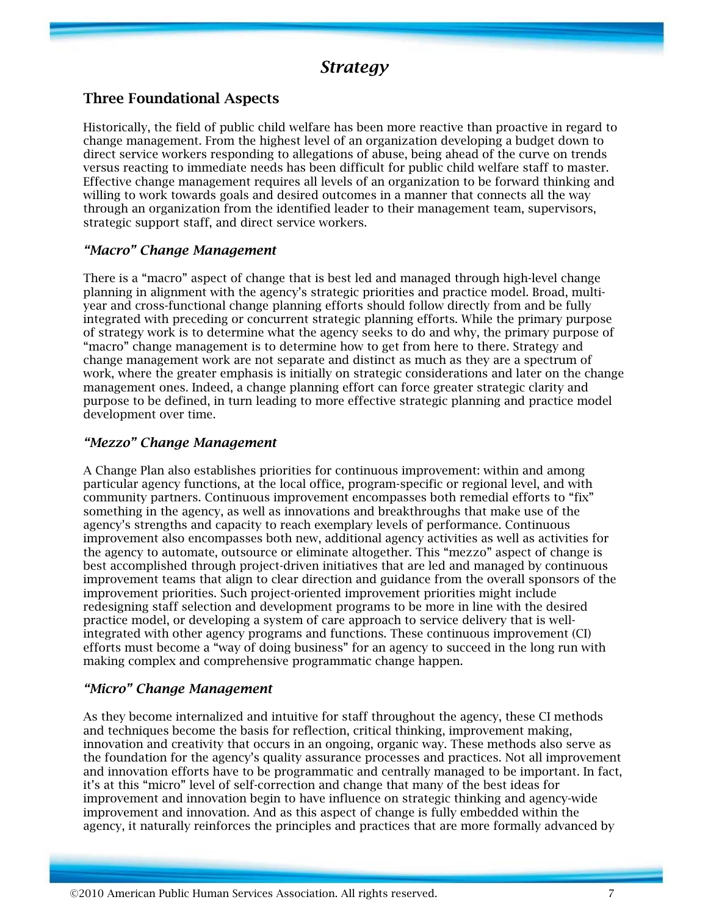# *Strategy*

## Three Foundational Aspects

Historically, the field of public child welfare has been more reactive than proactive in regard to change management. From the highest level of an organization developing a budget down to direct service workers responding to allegations of abuse, being ahead of the curve on trends versus reacting to immediate needs has been difficult for public child welfare staff to master. Effective change management requires all levels of an organization to be forward thinking and willing to work towards goals and desired outcomes in a manner that connects all the way through an organization from the identified leader to their management team, supervisors, strategic support staff, and direct service workers.

### *"Macro" Change Management*

There is a "macro" aspect of change that is best led and managed through high-level change planning in alignment with the agency's strategic priorities and practice model. Broad, multi-year and cross-functional change planning efforts should follow directly from and be fully integrated with preceding or concurrent strategic planning efforts. While the primary purpose of strategy work is to determine what the agency seeks to do and why, the primary purpose of "macro" change management is to determine how to get from here to there. Strategy and change management work are not separate and distinct as much as they are a spectrum of work, where the greater emphasis is initially on strategic considerations and later on the change management ones. Indeed, a change planning effort can force greater strategic clarity and purpose to be defined, in turn leading to more effective strategic planning and practice model development over time.

### *"Mezzo" Change Management*

A Change Plan also establishes priorities for continuous improvement: within and among particular agency functions, at the local office, program-specific or regional level, and with community partners. Continuous improvement encompasses both remedial efforts to "fix" something in the agency, as well as innovations and breakthroughs that make use of the agency's strengths and capacity to reach exemplary levels of performance. Continuous improvement also encompasses both new, additional agency activities as well as activities for the agency to automate, outsource or eliminate altogether. This "mezzo" aspect of change is best accomplished through project-driven initiatives that are led and managed by continuous improvement teams that align to clear direction and guidance from the overall sponsors of the improvement priorities. Such project-oriented improvement priorities might include redesigning staff selection and development programs to be more in line with the desired practice model, or developing a system of care approach to service delivery that is well-integrated with other agency programs and functions. These continuous improvement (CI) efforts must become a "way of doing business" for an agency to succeed in the long run with making complex and comprehensive programmatic change happen.

### *"Micro" Change Management*

As they become internalized and intuitive for staff throughout the agency, these CI methods and techniques become the basis for reflection, critical thinking, improvement making, innovation and creativity that occurs in an ongoing, organic way. These methods also serve as the foundation for the agency's quality assurance processes and practices. Not all improvement and innovation efforts have to be programmatic and centrally managed to be important. In fact, it's at this "micro" level of self-correction and change that many of the best ideas for improvement and innovation begin to have influence on strategic thinking and agency-wide improvement and innovation. And as this aspect of change is fully embedded within the agency, it naturally reinforces the principles and practices that are more formally advanced by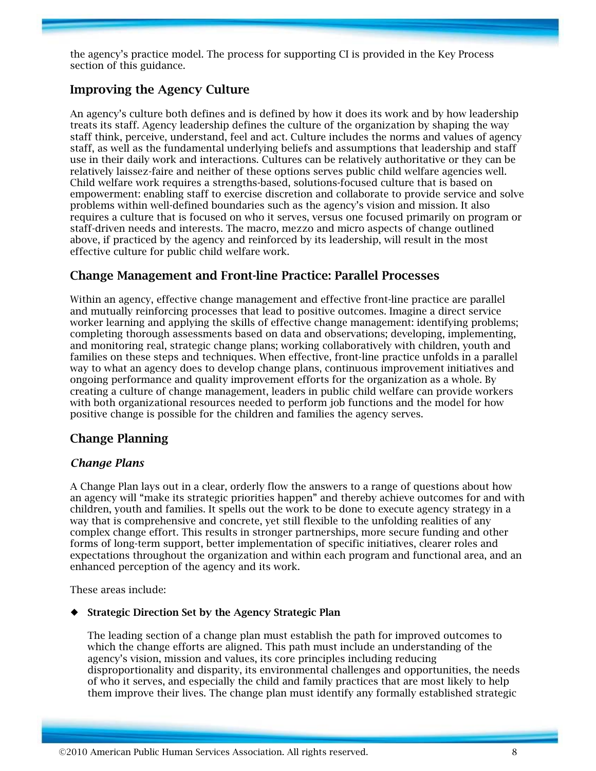the agency's practice model. The process for supporting CI is provided in the Key Process section of this guidance.

## Improving the Agency Culture

An agency's culture both defines and is defined by how it does its work and by how leadership treats its staff. Agency leadership defines the culture of the organization by shaping the way staff think, perceive, understand, feel and act. Culture includes the norms and values of agency staff, as well as the fundamental underlying beliefs and assumptions that leadership and staff use in their daily work and interactions. Cultures can be relatively authoritative or they can be relatively laissez-faire and neither of these options serves public child welfare agencies well. Child welfare work requires a strengths-based, solutions-focused culture that is based on empowerment: enabling staff to exercise discretion and collaborate to provide service and solve problems within well-defined boundaries such as the agency's vision and mission. It also requires a culture that is focused on who it serves, versus one focused primarily on program or staff-driven needs and interests. The macro, mezzo and micro aspects of change outlined above, if practiced by the agency and reinforced by its leadership, will result in the most effective culture for public child welfare work.

## Change Management and Front-line Practice: Parallel Processes

Within an agency, effective change management and effective front-line practice are parallel and mutually reinforcing processes that lead to positive outcomes. Imagine a direct service worker learning and applying the skills of effective change management: identifying problems; completing thorough assessments based on data and observations; developing, implementing, and monitoring real, strategic change plans; working collaboratively with children, youth and families on these steps and techniques. When effective, front-line practice unfolds in a parallel way to what an agency does to develop change plans, continuous improvement initiatives and ongoing performance and quality improvement efforts for the organization as a whole. By creating a culture of change management, leaders in public child welfare can provide workers with both organizational resources needed to perform job functions and the model for how positive change is possible for the children and families the agency serves.

## Change Planning

### *Change Plans*

A Change Plan lays out in a clear, orderly flow the answers to a range of questions about how an agency will "make its strategic priorities happen" and thereby achieve outcomes for and with children, youth and families. It spells out the work to be done to execute agency strategy in a way that is comprehensive and concrete, yet still flexible to the unfolding realities of any complex change effort. This results in stronger partnerships, more secure funding and other forms of long-term support, better implementation of specific initiatives, clearer roles and expectations throughout the organization and within each program and functional area, and an enhanced perception of the agency and its work.

These areas include:

- **Strategic Direction Set by the Agency Strategic Plan**

  The leading section of a change plan must establish the path for improved outcomes to which the change efforts are aligned. This path must include an understanding of the agency's vision, mission and values, its core principles including reducing disproportionality and disparity, its environmental challenges and opportunities, the needs of who it serves, and especially the child and family practices that are most likely to help them improve their lives. The change plan must identify any formally established strategic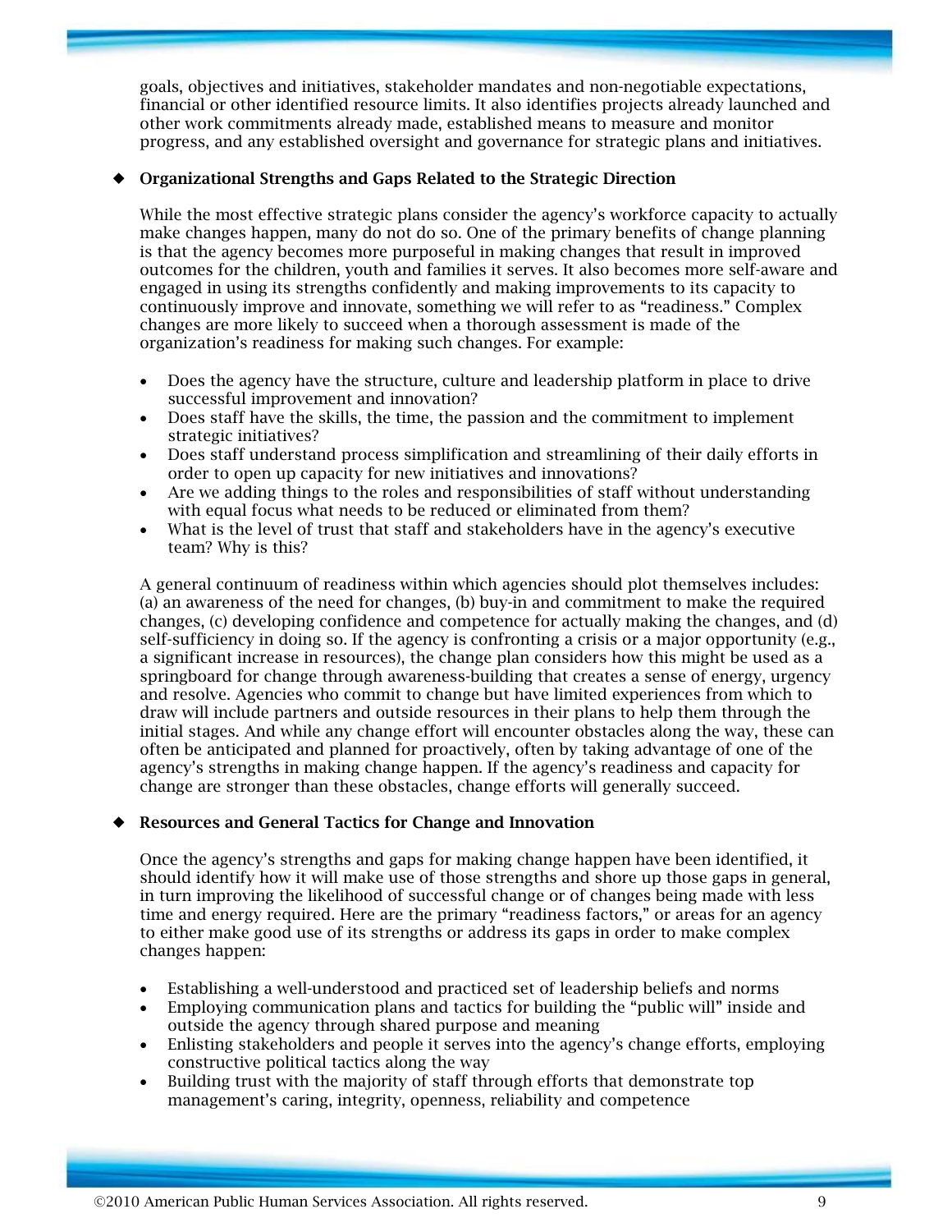goals, objectives and initiatives, stakeholder mandates and non-negotiable expectations, financial or other identified resource limits. It also identifies projects already launched and other work commitments already made, established means to measure and monitor progress, and any established oversight and governance for strategic plans and initiatives.

### ◆ Organizational Strengths and Gaps Related to the Strategic Direction

While the most effective strategic plans consider the agency's workforce capacity to actually make changes happen, many do not do so. One of the primary benefits of change planning is that the agency becomes more purposeful in making changes that result in improved outcomes for the children, youth and families it serves. It also becomes more self-aware and engaged in using its strengths confidently and making improvements to its capacity to continuously improve and innovate, something we will refer to as "readiness." Complex changes are more likely to succeed when a thorough assessment is made of the organization's readiness for making such changes. For example:

- Does the agency have the structure, culture and leadership platform in place to drive successful improvement and innovation?
- Does staff have the skills, the time, the passion and the commitment to implement strategic initiatives?
- Does staff understand process simplification and streamlining of their daily efforts in order to open up capacity for new initiatives and innovations?
- Are we adding things to the roles and responsibilities of staff without understanding with equal focus what needs to be reduced or eliminated from them?
- What is the level of trust that staff and stakeholders have in the agency's executive team? Why is this?

A general continuum of readiness within which agencies should plot themselves includes: (a) an awareness of the need for changes, (b) buy-in and commitment to make the required changes, (c) developing confidence and competence for actually making the changes, and (d) self-sufficiency in doing so. If the agency is confronting a crisis or a major opportunity (e.g., a significant increase in resources), the change plan considers how this might be used as a springboard for change through awareness-building that creates a sense of energy, urgency and resolve. Agencies who commit to change but have limited experiences from which to draw will include partners and outside resources in their plans to help them through the initial stages. And while any change effort will encounter obstacles along the way, these can often be anticipated and planned for proactively, often by taking advantage of one of the agency's strengths in making change happen. If the agency's readiness and capacity for change are stronger than these obstacles, change efforts will generally succeed.

### ◆ Resources and General Tactics for Change and Innovation

Once the agency's strengths and gaps for making change happen have been identified, it should identify how it will make use of those strengths and shore up those gaps in general, in turn improving the likelihood of successful change or of changes being made with less time and energy required. Here are the primary "readiness factors," or areas for an agency to either make good use of its strengths or address its gaps in order to make complex changes happen:

- Establishing a well-understood and practiced set of leadership beliefs and norms
- Employing communication plans and tactics for building the "public will" inside and outside the agency through shared purpose and meaning
- Enlisting stakeholders and people it serves into the agency's change efforts, employing constructive political tactics along the way
- Building trust with the majority of staff through efforts that demonstrate top management's caring, integrity, openness, reliability and competence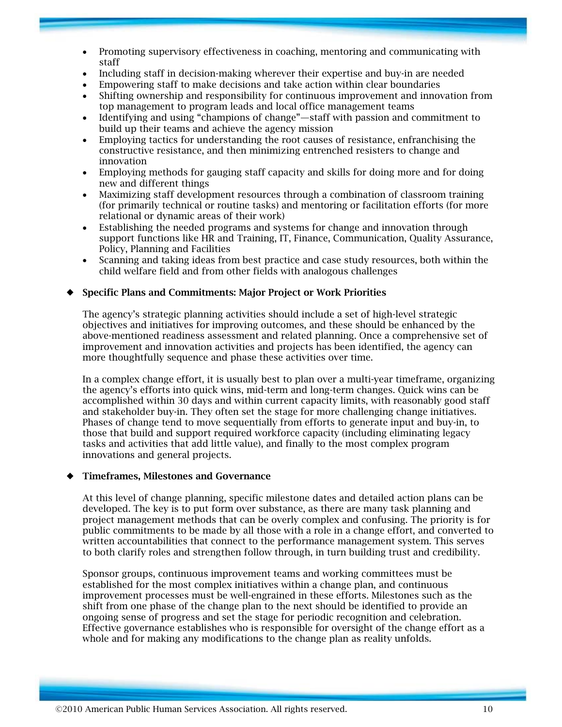- Promoting supervisory effectiveness in coaching, mentoring and communicating with staff
- Including staff in decision-making wherever their expertise and buy-in are needed
- Empowering staff to make decisions and take action within clear boundaries
- Shifting ownership and responsibility for continuous improvement and innovation from top management to program leads and local office management teams
- Identifying and using "champions of change"—staff with passion and commitment to build up their teams and achieve the agency mission
- Employing tactics for understanding the root causes of resistance, enfranchising the constructive resistance, and then minimizing entrenched resisters to change and innovation
- Employing methods for gauging staff capacity and skills for doing more and for doing new and different things
- Maximizing staff development resources through a combination of classroom training (for primarily technical or routine tasks) and mentoring or facilitation efforts (for more relational or dynamic areas of their work)
- Establishing the needed programs and systems for change and innovation through support functions like HR and Training, IT, Finance, Communication, Quality Assurance, Policy, Planning and Facilities
- Scanning and taking ideas from best practice and case study resources, both within the child welfare field and from other fields with analogous challenges

◆ **Specific Plans and Commitments: Major Project or Work Priorities**

The agency's strategic planning activities should include a set of high-level strategic objectives and initiatives for improving outcomes, and these should be enhanced by the above-mentioned readiness assessment and related planning. Once a comprehensive set of improvement and innovation activities and projects has been identified, the agency can more thoughtfully sequence and phase these activities over time.

In a complex change effort, it is usually best to plan over a multi-year timeframe, organizing the agency's efforts into quick wins, mid-term and long-term changes. Quick wins can be accomplished within 30 days and within current capacity limits, with reasonably good staff and stakeholder buy-in. They often set the stage for more challenging change initiatives. Phases of change tend to move sequentially from efforts to generate input and buy-in, to those that build and support required workforce capacity (including eliminating legacy tasks and activities that add little value), and finally to the most complex program innovations and general projects.

◆ **Timeframes, Milestones and Governance**

At this level of change planning, specific milestone dates and detailed action plans can be developed. The key is to put form over substance, as there are many task planning and project management methods that can be overly complex and confusing. The priority is for public commitments to be made by all those with a role in a change effort, and converted to written accountabilities that connect to the performance management system. This serves to both clarify roles and strengthen follow through, in turn building trust and credibility.

Sponsor groups, continuous improvement teams and working committees must be established for the most complex initiatives within a change plan, and continuous improvement processes must be well-engrained in these efforts. Milestones such as the shift from one phase of the change plan to the next should be identified to provide an ongoing sense of progress and set the stage for periodic recognition and celebration. Effective governance establishes who is responsible for oversight of the change effort as a whole and for making any modifications to the change plan as reality unfolds.

©2010 American Public Human Services Association. All rights reserved.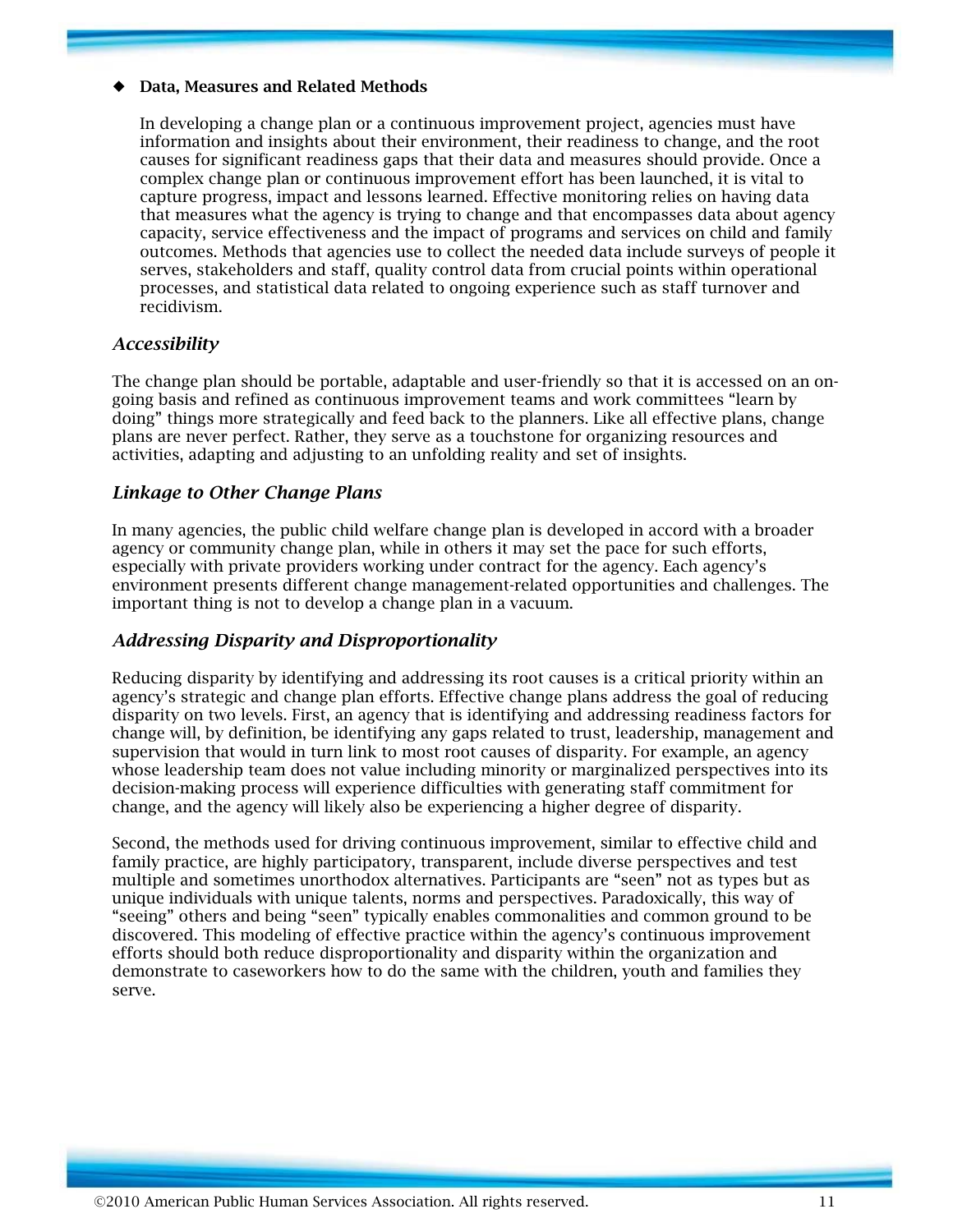- **Data, Measures and Related Methods**

  In developing a change plan or a continuous improvement project, agencies must have information and insights about their environment, their readiness to change, and the root causes for significant readiness gaps that their data and measures should provide. Once a complex change plan or continuous improvement effort has been launched, it is vital to capture progress, impact and lessons learned. Effective monitoring relies on having data that measures what the agency is trying to change and that encompasses data about agency capacity, service effectiveness and the impact of programs and services on child and family outcomes. Methods that agencies use to collect the needed data include surveys of people it serves, stakeholders and staff, quality control data from crucial points within operational processes, and statistical data related to ongoing experience such as staff turnover and recidivism.

### *Accessibility*

The change plan should be portable, adaptable and user-friendly so that it is accessed on an on-going basis and refined as continuous improvement teams and work committees "learn by doing" things more strategically and feed back to the planners. Like all effective plans, change plans are never perfect. Rather, they serve as a touchstone for organizing resources and activities, adapting and adjusting to an unfolding reality and set of insights.

### *Linkage to Other Change Plans*

In many agencies, the public child welfare change plan is developed in accord with a broader agency or community change plan, while in others it may set the pace for such efforts, especially with private providers working under contract for the agency. Each agency's environment presents different change management-related opportunities and challenges. The important thing is not to develop a change plan in a vacuum.

### *Addressing Disparity and Disproportionality*

Reducing disparity by identifying and addressing its root causes is a critical priority within an agency's strategic and change plan efforts. Effective change plans address the goal of reducing disparity on two levels. First, an agency that is identifying and addressing readiness factors for change will, by definition, be identifying any gaps related to trust, leadership, management and supervision that would in turn link to most root causes of disparity. For example, an agency whose leadership team does not value including minority or marginalized perspectives into its decision-making process will experience difficulties with generating staff commitment for change, and the agency will likely also be experiencing a higher degree of disparity.

Second, the methods used for driving continuous improvement, similar to effective child and family practice, are highly participatory, transparent, include diverse perspectives and test multiple and sometimes unorthodox alternatives. Participants are "seen" not as types but as unique individuals with unique talents, norms and perspectives. Paradoxically, this way of "seeing" others and being "seen" typically enables commonalities and common ground to be discovered. This modeling of effective practice within the agency's continuous improvement efforts should both reduce disproportionality and disparity within the organization and demonstrate to caseworkers how to do the same with the children, youth and families they serve.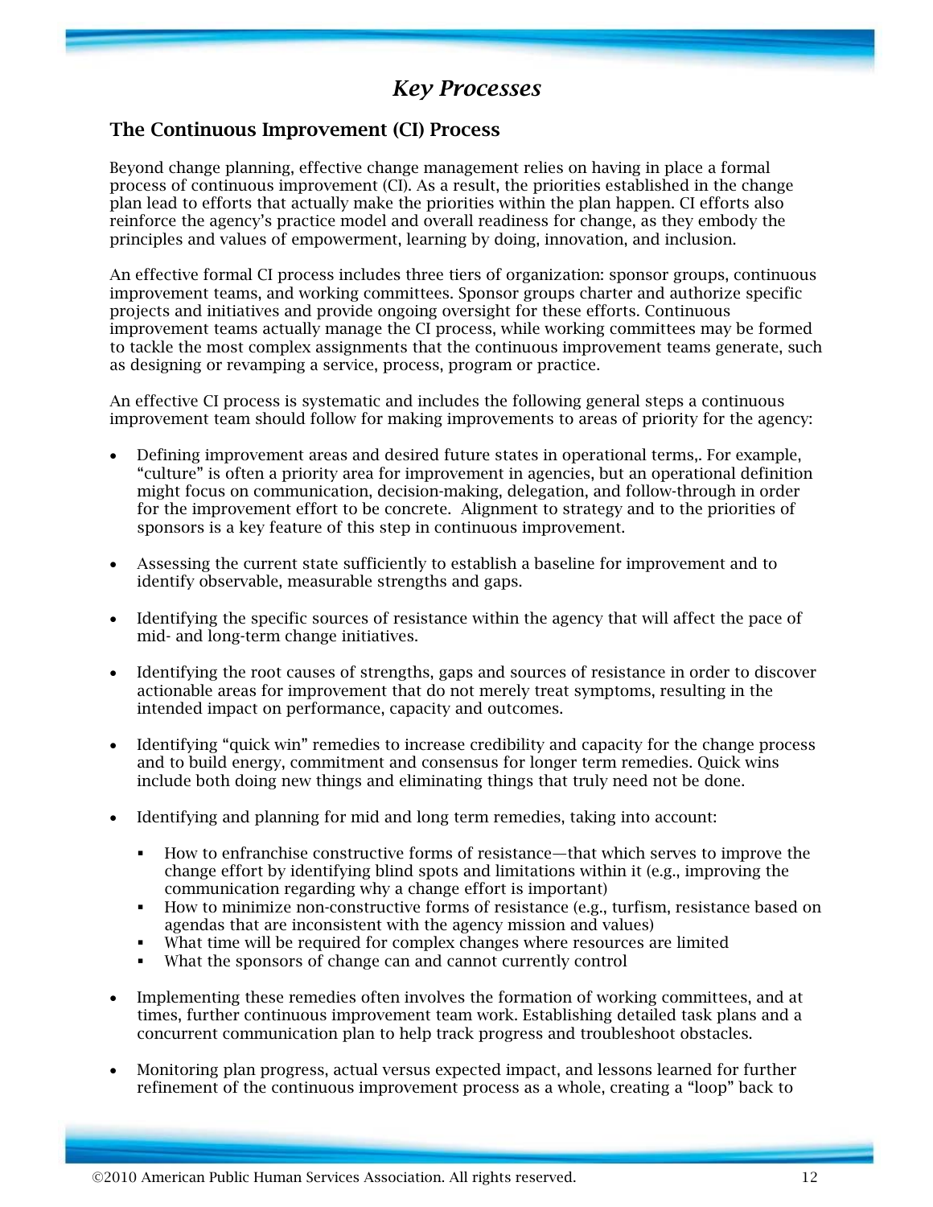# *Key Processes*

## The Continuous Improvement (CI) Process

Beyond change planning, effective change management relies on having in place a formal process of continuous improvement (CI). As a result, the priorities established in the change plan lead to efforts that actually make the priorities within the plan happen. CI efforts also reinforce the agency's practice model and overall readiness for change, as they embody the principles and values of empowerment, learning by doing, innovation, and inclusion.

An effective formal CI process includes three tiers of organization: sponsor groups, continuous improvement teams, and working committees. Sponsor groups charter and authorize specific projects and initiatives and provide ongoing oversight for these efforts. Continuous improvement teams actually manage the CI process, while working committees may be formed to tackle the most complex assignments that the continuous improvement teams generate, such as designing or revamping a service, process, program or practice.

An effective CI process is systematic and includes the following general steps a continuous improvement team should follow for making improvements to areas of priority for the agency:

- Defining improvement areas and desired future states in operational terms,. For example, "culture" is often a priority area for improvement in agencies, but an operational definition might focus on communication, decision-making, delegation, and follow-through in order for the improvement effort to be concrete. Alignment to strategy and to the priorities of sponsors is a key feature of this step in continuous improvement.

- Assessing the current state sufficiently to establish a baseline for improvement and to identify observable, measurable strengths and gaps.

- Identifying the specific sources of resistance within the agency that will affect the pace of mid- and long-term change initiatives.

- Identifying the root causes of strengths, gaps and sources of resistance in order to discover actionable areas for improvement that do not merely treat symptoms, resulting in the intended impact on performance, capacity and outcomes.

- Identifying "quick win" remedies to increase credibility and capacity for the change process and to build energy, commitment and consensus for longer term remedies. Quick wins include both doing new things and eliminating things that truly need not be done.

- Identifying and planning for mid and long term remedies, taking into account:

  - How to enfranchise constructive forms of resistance—that which serves to improve the change effort by identifying blind spots and limitations within it (e.g., improving the communication regarding why a change effort is important)
  - How to minimize non-constructive forms of resistance (e.g., turfism, resistance based on agendas that are inconsistent with the agency mission and values)
  - What time will be required for complex changes where resources are limited
  - What the sponsors of change can and cannot currently control

- Implementing these remedies often involves the formation of working committees, and at times, further continuous improvement team work. Establishing detailed task plans and a concurrent communication plan to help track progress and troubleshoot obstacles.

- Monitoring plan progress, actual versus expected impact, and lessons learned for further refinement of the continuous improvement process as a whole, creating a "loop" back to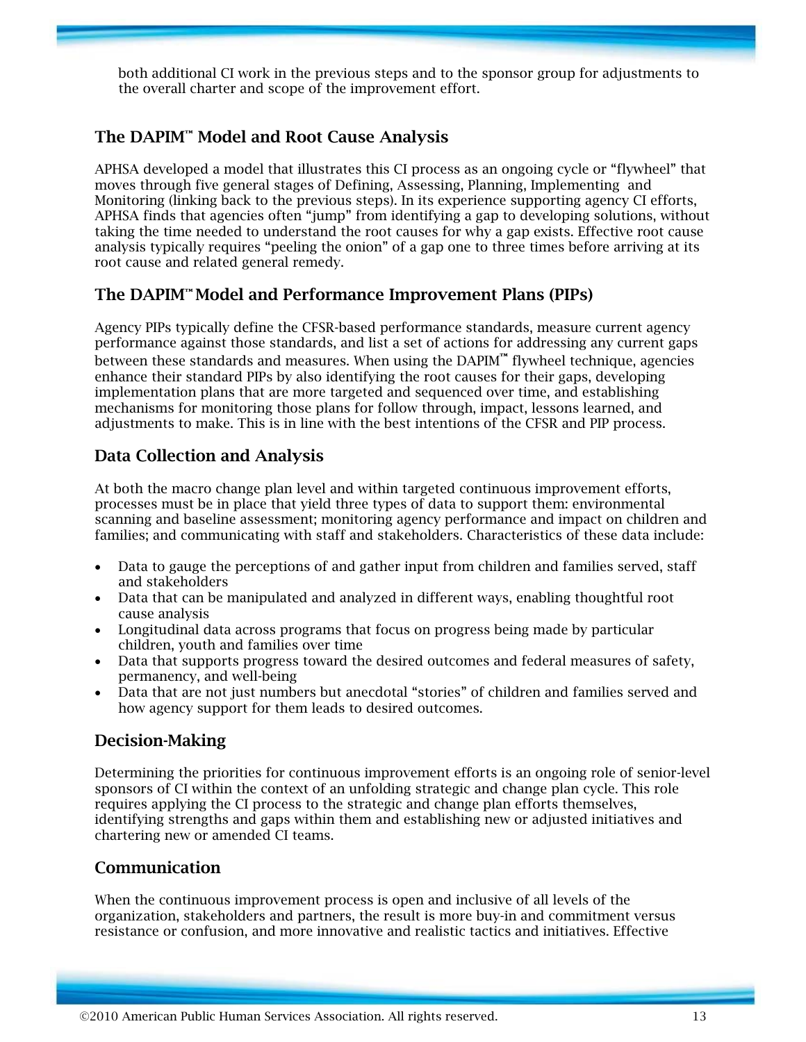both additional CI work in the previous steps and to the sponsor group for adjustments to the overall charter and scope of the improvement effort.

## The DAPIM™ Model and Root Cause Analysis

APHSA developed a model that illustrates this CI process as an ongoing cycle or "flywheel" that moves through five general stages of Defining, Assessing, Planning, Implementing and Monitoring (linking back to the previous steps). In its experience supporting agency CI efforts, APHSA finds that agencies often "jump" from identifying a gap to developing solutions, without taking the time needed to understand the root causes for why a gap exists. Effective root cause analysis typically requires "peeling the onion" of a gap one to three times before arriving at its root cause and related general remedy.

## The DAPIM™ Model and Performance Improvement Plans (PIPs)

Agency PIPs typically define the CFSR-based performance standards, measure current agency performance against those standards, and list a set of actions for addressing any current gaps between these standards and measures. When using the DAPIM™ flywheel technique, agencies enhance their standard PIPs by also identifying the root causes for their gaps, developing implementation plans that are more targeted and sequenced over time, and establishing mechanisms for monitoring those plans for follow through, impact, lessons learned, and adjustments to make. This is in line with the best intentions of the CFSR and PIP process.

## Data Collection and Analysis

At both the macro change plan level and within targeted continuous improvement efforts, processes must be in place that yield three types of data to support them: environmental scanning and baseline assessment; monitoring agency performance and impact on children and families; and communicating with staff and stakeholders. Characteristics of these data include:

- Data to gauge the perceptions of and gather input from children and families served, staff and stakeholders
- Data that can be manipulated and analyzed in different ways, enabling thoughtful root cause analysis
- Longitudinal data across programs that focus on progress being made by particular children, youth and families over time
- Data that supports progress toward the desired outcomes and federal measures of safety, permanency, and well-being
- Data that are not just numbers but anecdotal "stories" of children and families served and how agency support for them leads to desired outcomes.

## Decision-Making

Determining the priorities for continuous improvement efforts is an ongoing role of senior-level sponsors of CI within the context of an unfolding strategic and change plan cycle. This role requires applying the CI process to the strategic and change plan efforts themselves, identifying strengths and gaps within them and establishing new or adjusted initiatives and chartering new or amended CI teams.

## Communication

When the continuous improvement process is open and inclusive of all levels of the organization, stakeholders and partners, the result is more buy-in and commitment versus resistance or confusion, and more innovative and realistic tactics and initiatives. Effective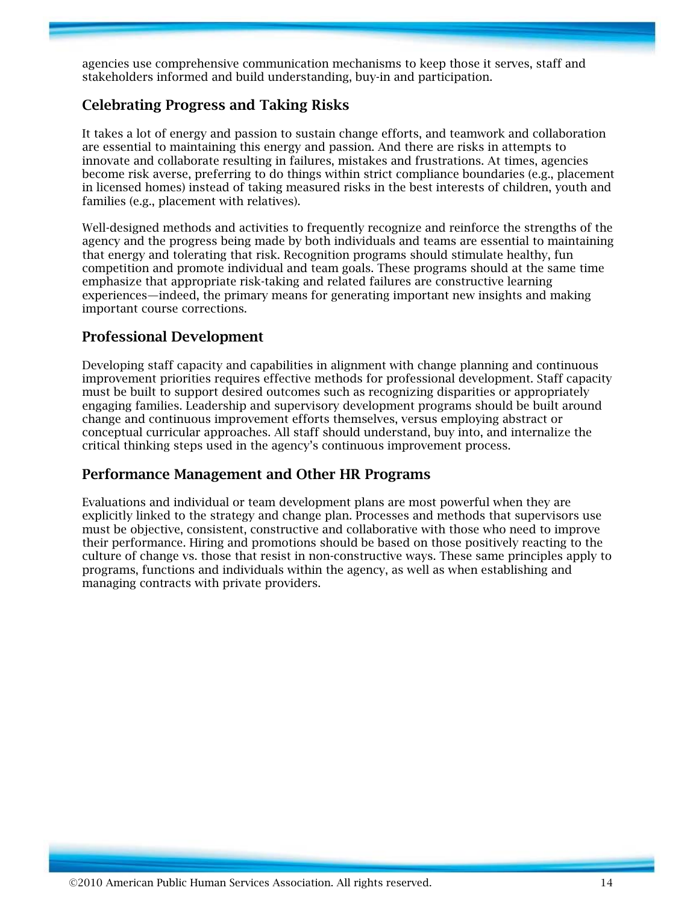agencies use comprehensive communication mechanisms to keep those it serves, staff and stakeholders informed and build understanding, buy-in and participation.

## Celebrating Progress and Taking Risks

It takes a lot of energy and passion to sustain change efforts, and teamwork and collaboration are essential to maintaining this energy and passion. And there are risks in attempts to innovate and collaborate resulting in failures, mistakes and frustrations. At times, agencies become risk averse, preferring to do things within strict compliance boundaries (e.g., placement in licensed homes) instead of taking measured risks in the best interests of children, youth and families (e.g., placement with relatives).

Well-designed methods and activities to frequently recognize and reinforce the strengths of the agency and the progress being made by both individuals and teams are essential to maintaining that energy and tolerating that risk. Recognition programs should stimulate healthy, fun competition and promote individual and team goals. These programs should at the same time emphasize that appropriate risk-taking and related failures are constructive learning experiences—indeed, the primary means for generating important new insights and making important course corrections.

## Professional Development

Developing staff capacity and capabilities in alignment with change planning and continuous improvement priorities requires effective methods for professional development. Staff capacity must be built to support desired outcomes such as recognizing disparities or appropriately engaging families. Leadership and supervisory development programs should be built around change and continuous improvement efforts themselves, versus employing abstract or conceptual curricular approaches. All staff should understand, buy into, and internalize the critical thinking steps used in the agency's continuous improvement process.

## Performance Management and Other HR Programs

Evaluations and individual or team development plans are most powerful when they are explicitly linked to the strategy and change plan. Processes and methods that supervisors use must be objective, consistent, constructive and collaborative with those who need to improve their performance. Hiring and promotions should be based on those positively reacting to the culture of change vs. those that resist in non-constructive ways. These same principles apply to programs, functions and individuals within the agency, as well as when establishing and managing contracts with private providers.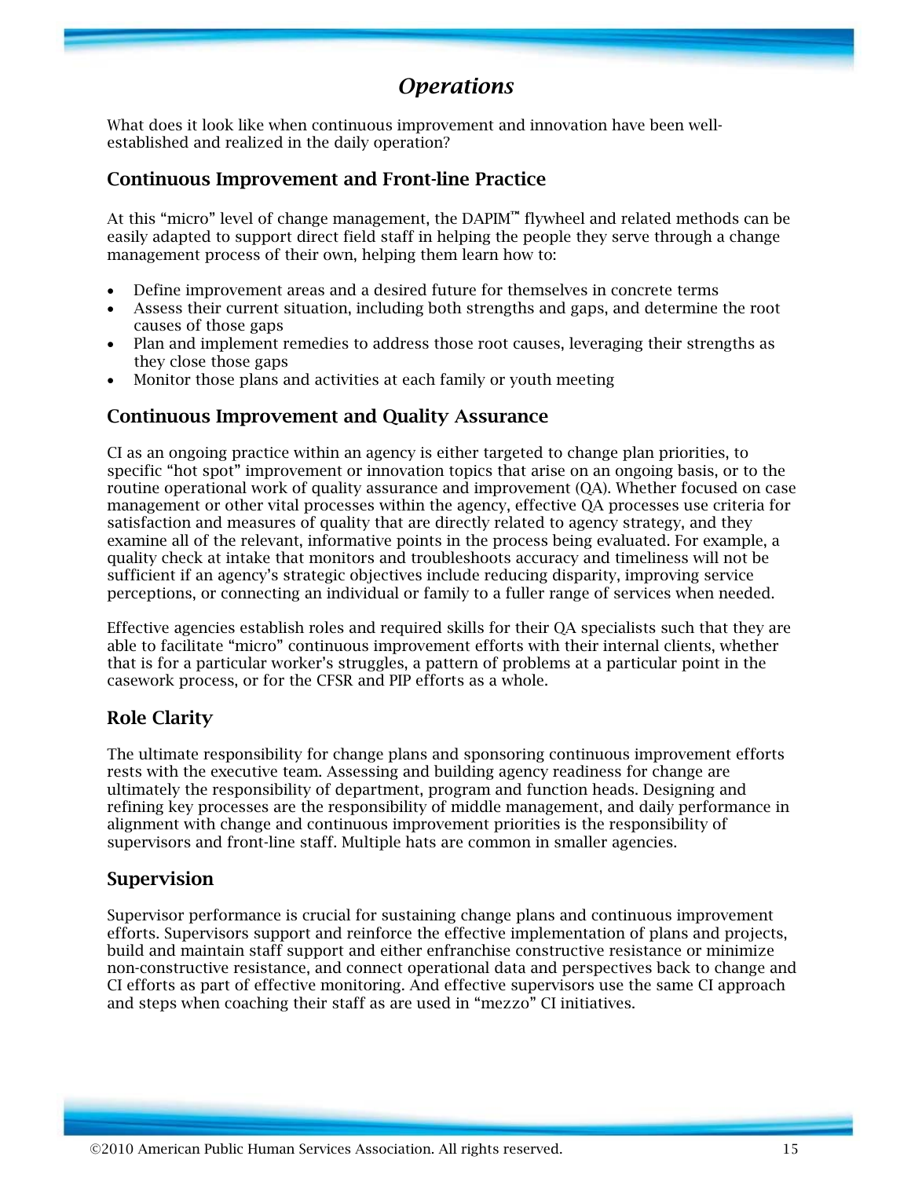# *Operations*

What does it look like when continuous improvement and innovation have been well-established and realized in the daily operation?

## Continuous Improvement and Front-line Practice

At this "micro" level of change management, the DAPIM™ flywheel and related methods can be easily adapted to support direct field staff in helping the people they serve through a change management process of their own, helping them learn how to:

- Define improvement areas and a desired future for themselves in concrete terms
- Assess their current situation, including both strengths and gaps, and determine the root causes of those gaps
- Plan and implement remedies to address those root causes, leveraging their strengths as they close those gaps
- Monitor those plans and activities at each family or youth meeting

## Continuous Improvement and Quality Assurance

CI as an ongoing practice within an agency is either targeted to change plan priorities, to specific "hot spot" improvement or innovation topics that arise on an ongoing basis, or to the routine operational work of quality assurance and improvement (QA). Whether focused on case management or other vital processes within the agency, effective QA processes use criteria for satisfaction and measures of quality that are directly related to agency strategy, and they examine all of the relevant, informative points in the process being evaluated. For example, a quality check at intake that monitors and troubleshoots accuracy and timeliness will not be sufficient if an agency's strategic objectives include reducing disparity, improving service perceptions, or connecting an individual or family to a fuller range of services when needed.

Effective agencies establish roles and required skills for their QA specialists such that they are able to facilitate "micro" continuous improvement efforts with their internal clients, whether that is for a particular worker's struggles, a pattern of problems at a particular point in the casework process, or for the CFSR and PIP efforts as a whole.

## Role Clarity

The ultimate responsibility for change plans and sponsoring continuous improvement efforts rests with the executive team. Assessing and building agency readiness for change are ultimately the responsibility of department, program and function heads. Designing and refining key processes are the responsibility of middle management, and daily performance in alignment with change and continuous improvement priorities is the responsibility of supervisors and front-line staff. Multiple hats are common in smaller agencies.

## Supervision

Supervisor performance is crucial for sustaining change plans and continuous improvement efforts. Supervisors support and reinforce the effective implementation of plans and projects, build and maintain staff support and either enfranchise constructive resistance or minimize non-constructive resistance, and connect operational data and perspectives back to change and CI efforts as part of effective monitoring. And effective supervisors use the same CI approach and steps when coaching their staff as are used in "mezzo" CI initiatives.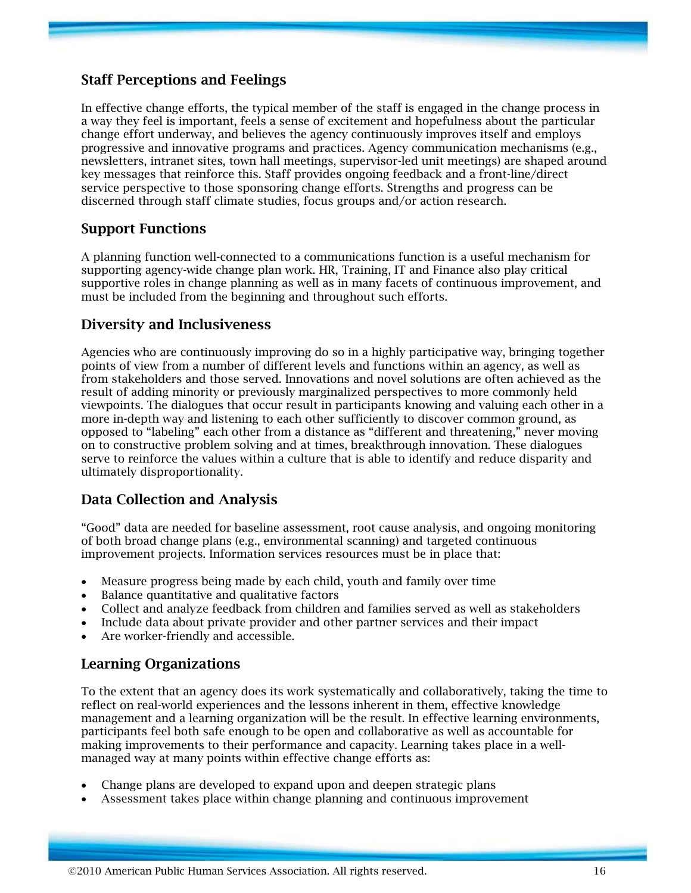### Staff Perceptions and Feelings

In effective change efforts, the typical member of the staff is engaged in the change process in a way they feel is important, feels a sense of excitement and hopefulness about the particular change effort underway, and believes the agency continuously improves itself and employs progressive and innovative programs and practices. Agency communication mechanisms (e.g., newsletters, intranet sites, town hall meetings, supervisor-led unit meetings) are shaped around key messages that reinforce this. Staff provides ongoing feedback and a front-line/direct service perspective to those sponsoring change efforts. Strengths and progress can be discerned through staff climate studies, focus groups and/or action research.

### Support Functions

A planning function well-connected to a communications function is a useful mechanism for supporting agency-wide change plan work. HR, Training, IT and Finance also play critical supportive roles in change planning as well as in many facets of continuous improvement, and must be included from the beginning and throughout such efforts.

### Diversity and Inclusiveness

Agencies who are continuously improving do so in a highly participative way, bringing together points of view from a number of different levels and functions within an agency, as well as from stakeholders and those served. Innovations and novel solutions are often achieved as the result of adding minority or previously marginalized perspectives to more commonly held viewpoints. The dialogues that occur result in participants knowing and valuing each other in a more in-depth way and listening to each other sufficiently to discover common ground, as opposed to "labeling" each other from a distance as "different and threatening," never moving on to constructive problem solving and at times, breakthrough innovation. These dialogues serve to reinforce the values within a culture that is able to identify and reduce disparity and ultimately disproportionality.

### Data Collection and Analysis

"Good" data are needed for baseline assessment, root cause analysis, and ongoing monitoring of both broad change plans (e.g., environmental scanning) and targeted continuous improvement projects. Information services resources must be in place that:

- Measure progress being made by each child, youth and family over time
- Balance quantitative and qualitative factors
- Collect and analyze feedback from children and families served as well as stakeholders
- Include data about private provider and other partner services and their impact
- Are worker-friendly and accessible.

### Learning Organizations

To the extent that an agency does its work systematically and collaboratively, taking the time to reflect on real-world experiences and the lessons inherent in them, effective knowledge management and a learning organization will be the result. In effective learning environments, participants feel both safe enough to be open and collaborative as well as accountable for making improvements to their performance and capacity. Learning takes place in a well-managed way at many points within effective change efforts as:

- Change plans are developed to expand upon and deepen strategic plans
- Assessment takes place within change planning and continuous improvement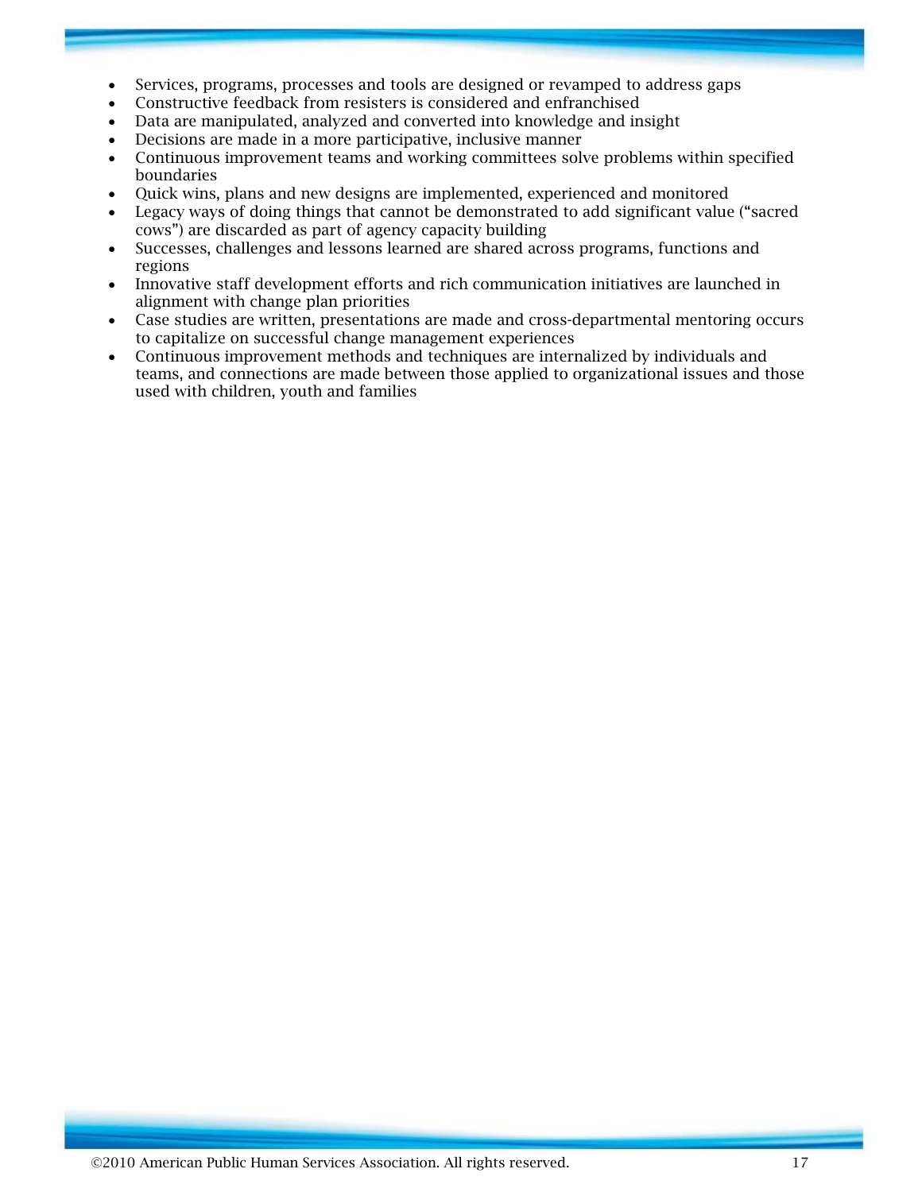- Services, programs, processes and tools are designed or revamped to address gaps
- Constructive feedback from resisters is considered and enfranchised
- Data are manipulated, analyzed and converted into knowledge and insight
- Decisions are made in a more participative, inclusive manner
- Continuous improvement teams and working committees solve problems within specified boundaries
- Quick wins, plans and new designs are implemented, experienced and monitored
- Legacy ways of doing things that cannot be demonstrated to add significant value ("sacred cows") are discarded as part of agency capacity building
- Successes, challenges and lessons learned are shared across programs, functions and regions
- Innovative staff development efforts and rich communication initiatives are launched in alignment with change plan priorities
- Case studies are written, presentations are made and cross-departmental mentoring occurs to capitalize on successful change management experiences
- Continuous improvement methods and techniques are internalized by individuals and teams, and connections are made between those applied to organizational issues and those used with children, youth and families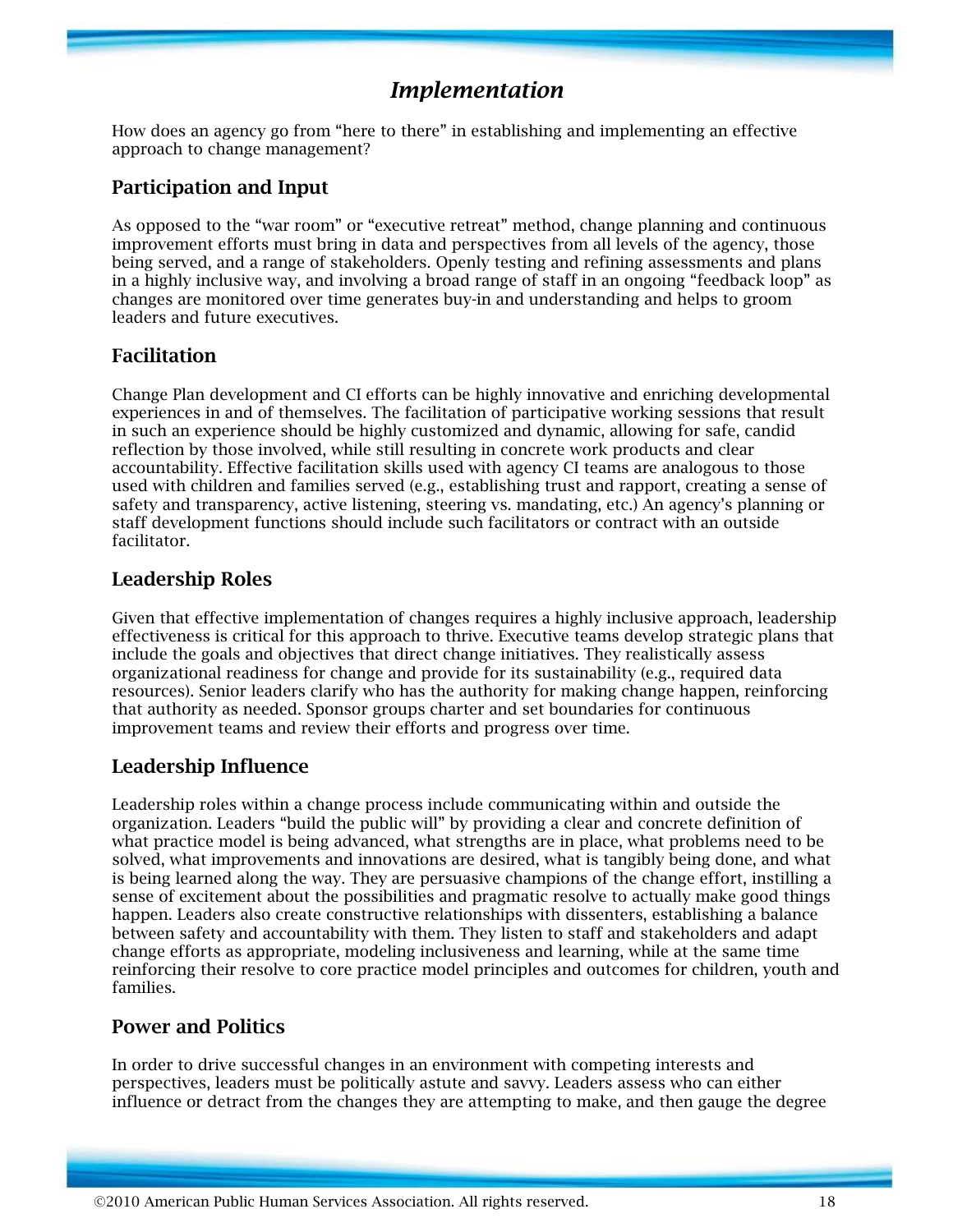# *Implementation*

How does an agency go from "here to there" in establishing and implementing an effective approach to change management?

## Participation and Input

As opposed to the "war room" or "executive retreat" method, change planning and continuous improvement efforts must bring in data and perspectives from all levels of the agency, those being served, and a range of stakeholders. Openly testing and refining assessments and plans in a highly inclusive way, and involving a broad range of staff in an ongoing "feedback loop" as changes are monitored over time generates buy-in and understanding and helps to groom leaders and future executives.

## Facilitation

Change Plan development and CI efforts can be highly innovative and enriching developmental experiences in and of themselves. The facilitation of participative working sessions that result in such an experience should be highly customized and dynamic, allowing for safe, candid reflection by those involved, while still resulting in concrete work products and clear accountability. Effective facilitation skills used with agency CI teams are analogous to those used with children and families served (e.g., establishing trust and rapport, creating a sense of safety and transparency, active listening, steering vs. mandating, etc.) An agency's planning or staff development functions should include such facilitators or contract with an outside facilitator.

## Leadership Roles

Given that effective implementation of changes requires a highly inclusive approach, leadership effectiveness is critical for this approach to thrive. Executive teams develop strategic plans that include the goals and objectives that direct change initiatives. They realistically assess organizational readiness for change and provide for its sustainability (e.g., required data resources). Senior leaders clarify who has the authority for making change happen, reinforcing that authority as needed. Sponsor groups charter and set boundaries for continuous improvement teams and review their efforts and progress over time.

## Leadership Influence

Leadership roles within a change process include communicating within and outside the organization. Leaders "build the public will" by providing a clear and concrete definition of what practice model is being advanced, what strengths are in place, what problems need to be solved, what improvements and innovations are desired, what is tangibly being done, and what is being learned along the way. They are persuasive champions of the change effort, instilling a sense of excitement about the possibilities and pragmatic resolve to actually make good things happen. Leaders also create constructive relationships with dissenters, establishing a balance between safety and accountability with them. They listen to staff and stakeholders and adapt change efforts as appropriate, modeling inclusiveness and learning, while at the same time reinforcing their resolve to core practice model principles and outcomes for children, youth and families.

## Power and Politics

In order to drive successful changes in an environment with competing interests and perspectives, leaders must be politically astute and savvy. Leaders assess who can either influence or detract from the changes they are attempting to make, and then gauge the degree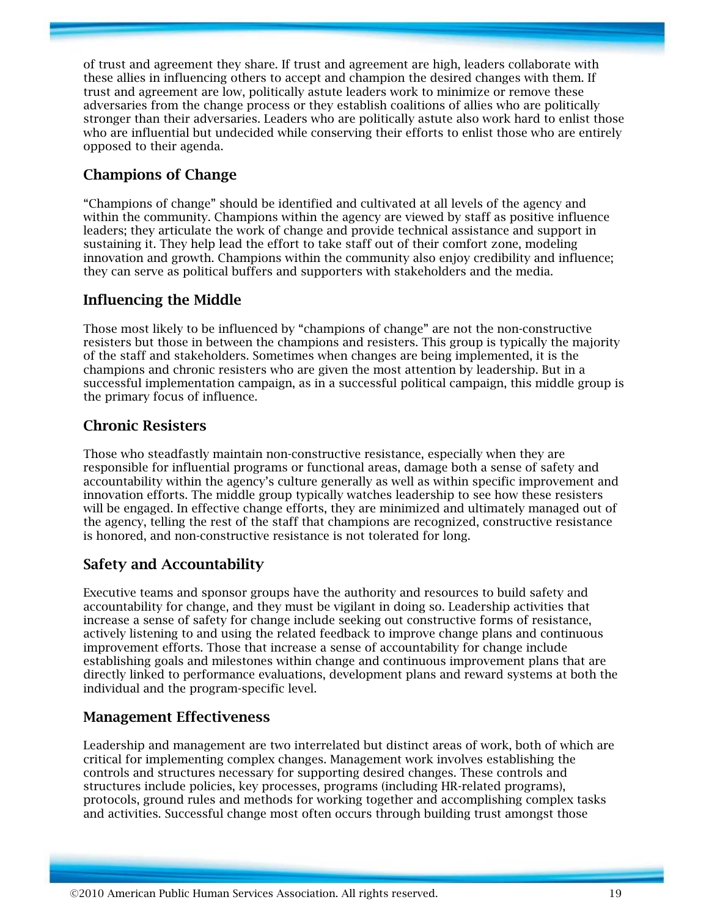of trust and agreement they share. If trust and agreement are high, leaders collaborate with these allies in influencing others to accept and champion the desired changes with them. If trust and agreement are low, politically astute leaders work to minimize or remove these adversaries from the change process or they establish coalitions of allies who are politically stronger than their adversaries. Leaders who are politically astute also work hard to enlist those who are influential but undecided while conserving their efforts to enlist those who are entirely opposed to their agenda.

### Champions of Change

"Champions of change" should be identified and cultivated at all levels of the agency and within the community. Champions within the agency are viewed by staff as positive influence leaders; they articulate the work of change and provide technical assistance and support in sustaining it. They help lead the effort to take staff out of their comfort zone, modeling innovation and growth. Champions within the community also enjoy credibility and influence; they can serve as political buffers and supporters with stakeholders and the media.

### Influencing the Middle

Those most likely to be influenced by "champions of change" are not the non-constructive resisters but those in between the champions and resisters. This group is typically the majority of the staff and stakeholders. Sometimes when changes are being implemented, it is the champions and chronic resisters who are given the most attention by leadership. But in a successful implementation campaign, as in a successful political campaign, this middle group is the primary focus of influence.

### Chronic Resisters

Those who steadfastly maintain non-constructive resistance, especially when they are responsible for influential programs or functional areas, damage both a sense of safety and accountability within the agency's culture generally as well as within specific improvement and innovation efforts. The middle group typically watches leadership to see how these resisters will be engaged. In effective change efforts, they are minimized and ultimately managed out of the agency, telling the rest of the staff that champions are recognized, constructive resistance is honored, and non-constructive resistance is not tolerated for long.

### Safety and Accountability

Executive teams and sponsor groups have the authority and resources to build safety and accountability for change, and they must be vigilant in doing so. Leadership activities that increase a sense of safety for change include seeking out constructive forms of resistance, actively listening to and using the related feedback to improve change plans and continuous improvement efforts. Those that increase a sense of accountability for change include establishing goals and milestones within change and continuous improvement plans that are directly linked to performance evaluations, development plans and reward systems at both the individual and the program-specific level.

### Management Effectiveness

Leadership and management are two interrelated but distinct areas of work, both of which are critical for implementing complex changes. Management work involves establishing the controls and structures necessary for supporting desired changes. These controls and structures include policies, key processes, programs (including HR-related programs), protocols, ground rules and methods for working together and accomplishing complex tasks and activities. Successful change most often occurs through building trust amongst those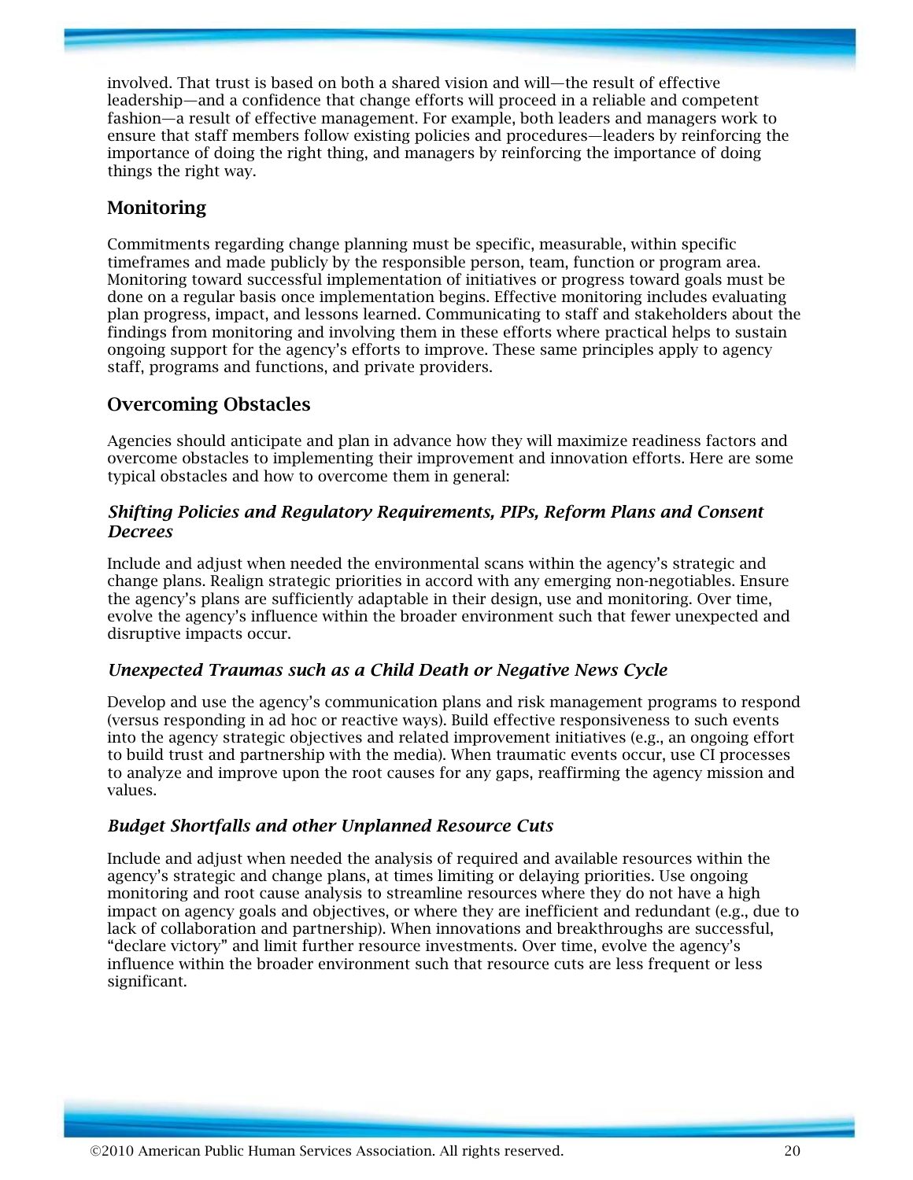involved. That trust is based on both a shared vision and will—the result of effective leadership—and a confidence that change efforts will proceed in a reliable and competent fashion—a result of effective management. For example, both leaders and managers work to ensure that staff members follow existing policies and procedures—leaders by reinforcing the importance of doing the right thing, and managers by reinforcing the importance of doing things the right way.

## Monitoring

Commitments regarding change planning must be specific, measurable, within specific timeframes and made publicly by the responsible person, team, function or program area. Monitoring toward successful implementation of initiatives or progress toward goals must be done on a regular basis once implementation begins. Effective monitoring includes evaluating plan progress, impact, and lessons learned. Communicating to staff and stakeholders about the findings from monitoring and involving them in these efforts where practical helps to sustain ongoing support for the agency's efforts to improve. These same principles apply to agency staff, programs and functions, and private providers.

## Overcoming Obstacles

Agencies should anticipate and plan in advance how they will maximize readiness factors and overcome obstacles to implementing their improvement and innovation efforts. Here are some typical obstacles and how to overcome them in general:

### *Shifting Policies and Regulatory Requirements, PIPs, Reform Plans and Consent Decrees*

Include and adjust when needed the environmental scans within the agency's strategic and change plans. Realign strategic priorities in accord with any emerging non-negotiables. Ensure the agency's plans are sufficiently adaptable in their design, use and monitoring. Over time, evolve the agency's influence within the broader environment such that fewer unexpected and disruptive impacts occur.

### *Unexpected Traumas such as a Child Death or Negative News Cycle*

Develop and use the agency's communication plans and risk management programs to respond (versus responding in ad hoc or reactive ways). Build effective responsiveness to such events into the agency strategic objectives and related improvement initiatives (e.g., an ongoing effort to build trust and partnership with the media). When traumatic events occur, use CI processes to analyze and improve upon the root causes for any gaps, reaffirming the agency mission and values.

### *Budget Shortfalls and other Unplanned Resource Cuts*

Include and adjust when needed the analysis of required and available resources within the agency's strategic and change plans, at times limiting or delaying priorities. Use ongoing monitoring and root cause analysis to streamline resources where they do not have a high impact on agency goals and objectives, or where they are inefficient and redundant (e.g., due to lack of collaboration and partnership). When innovations and breakthroughs are successful, "declare victory" and limit further resource investments. Over time, evolve the agency's influence within the broader environment such that resource cuts are less frequent or less significant.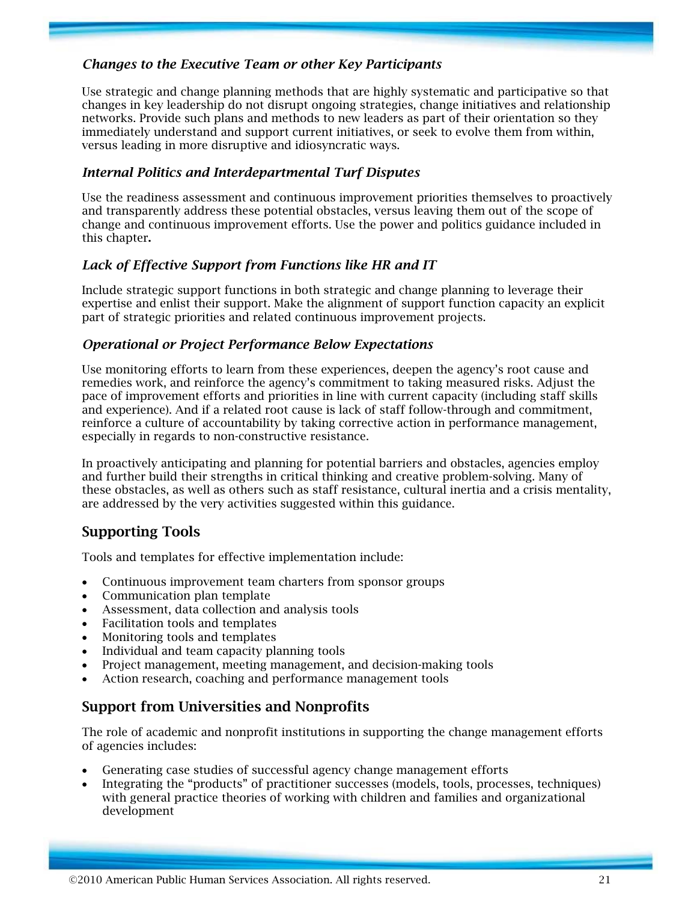### *Changes to the Executive Team or other Key Participants*

Use strategic and change planning methods that are highly systematic and participative so that changes in key leadership do not disrupt ongoing strategies, change initiatives and relationship networks. Provide such plans and methods to new leaders as part of their orientation so they immediately understand and support current initiatives, or seek to evolve them from within, versus leading in more disruptive and idiosyncratic ways.

### *Internal Politics and Interdepartmental Turf Disputes*

Use the readiness assessment and continuous improvement priorities themselves to proactively and transparently address these potential obstacles, versus leaving them out of the scope of change and continuous improvement efforts. Use the power and politics guidance included in this chapter**.**

### *Lack of Effective Support from Functions like HR and IT*

Include strategic support functions in both strategic and change planning to leverage their expertise and enlist their support. Make the alignment of support function capacity an explicit part of strategic priorities and related continuous improvement projects.

### *Operational or Project Performance Below Expectations*

Use monitoring efforts to learn from these experiences, deepen the agency's root cause and remedies work, and reinforce the agency's commitment to taking measured risks. Adjust the pace of improvement efforts and priorities in line with current capacity (including staff skills and experience). And if a related root cause is lack of staff follow-through and commitment, reinforce a culture of accountability by taking corrective action in performance management, especially in regards to non-constructive resistance.

In proactively anticipating and planning for potential barriers and obstacles, agencies employ and further build their strengths in critical thinking and creative problem-solving. Many of these obstacles, as well as others such as staff resistance, cultural inertia and a crisis mentality, are addressed by the very activities suggested within this guidance.

## Supporting Tools

Tools and templates for effective implementation include:

- Continuous improvement team charters from sponsor groups
- Communication plan template
- Assessment, data collection and analysis tools
- Facilitation tools and templates
- Monitoring tools and templates
- Individual and team capacity planning tools
- Project management, meeting management, and decision-making tools
- Action research, coaching and performance management tools

## Support from Universities and Nonprofits

The role of academic and nonprofit institutions in supporting the change management efforts of agencies includes:

- Generating case studies of successful agency change management efforts
- Integrating the "products" of practitioner successes (models, tools, processes, techniques) with general practice theories of working with children and families and organizational development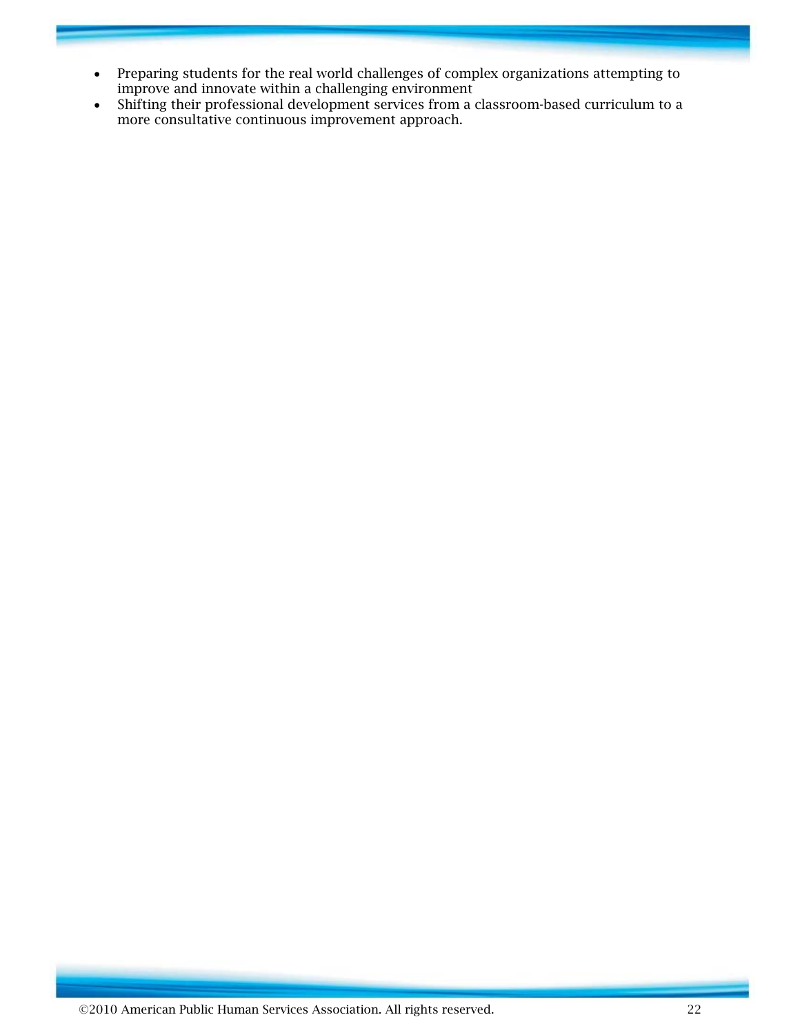- Preparing students for the real world challenges of complex organizations attempting to improve and innovate within a challenging environment
- Shifting their professional development services from a classroom-based curriculum to a more consultative continuous improvement approach.